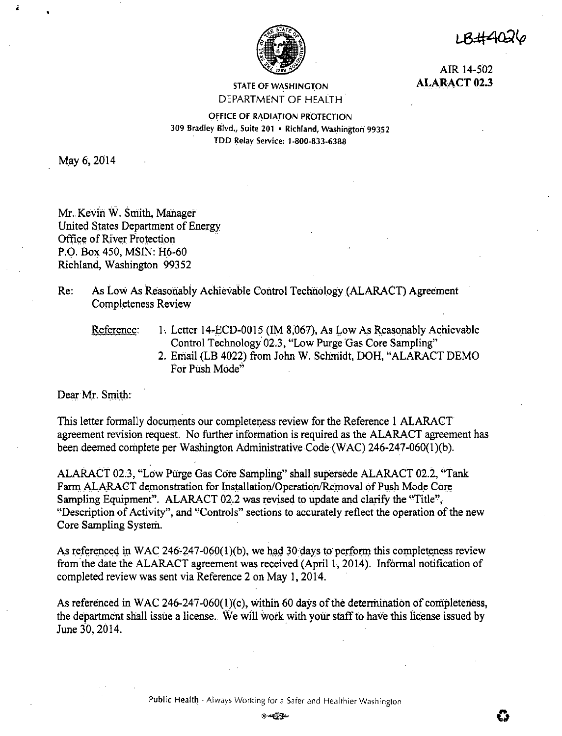LB#4026

AIR 14-502
**ALARACT 02.3**

STATE OF WASHINGTON
DEPARTMENT OF HEALTH

OFFICE OF RADIATION PROTECTION
309 Bradley Blvd., Suite 201 • Richland, Washington 99352
TDD Relay Service: 1-800-833-6388

May 6, 2014

Mr. Kevin W. Smith, Manager
United States Department of Energy
Office of River Protection
P.O. Box 450, MSIN: H6-60
Richland, Washington 99352

Re: As Low As Reasonably Achievable Control Technology (ALARACT) Agreement Completeness Review

Reference:
1. Letter 14-ECD-0015 (IM 8,067), As Low As Reasonably Achievable Control Technology 02.3, "Low Purge Gas Core Sampling"
2. Email (LB 4022) from John W. Schmidt, DOH, "ALARACT DEMO For Push Mode"

Dear Mr. Smith:

This letter formally documents our completeness review for the Reference 1 ALARACT agreement revision request. No further information is required as the ALARACT agreement has been deemed complete per Washington Administrative Code (WAC) 246-247-060(1)(b).

ALARACT 02.3, "Low Purge Gas Core Sampling" shall supersede ALARACT 02.2, "Tank Farm ALARACT demonstration for Installation/Operation/Removal of Push Mode Core Sampling Equipment". ALARACT 02.2 was revised to update and clarify the "Title", "Description of Activity", and "Controls" sections to accurately reflect the operation of the new Core Sampling System.

As referenced in WAC 246-247-060(1)(b), we had 30 days to perform this completeness review from the date the ALARACT agreement was received (April 1, 2014). Informal notification of completed review was sent via Reference 2 on May 1, 2014.

As referenced in WAC 246-247-060(1)(c), within 60 days of the determination of completeness, the department shall issue a license. We will work with your staff to have this license issued by June 30, 2014.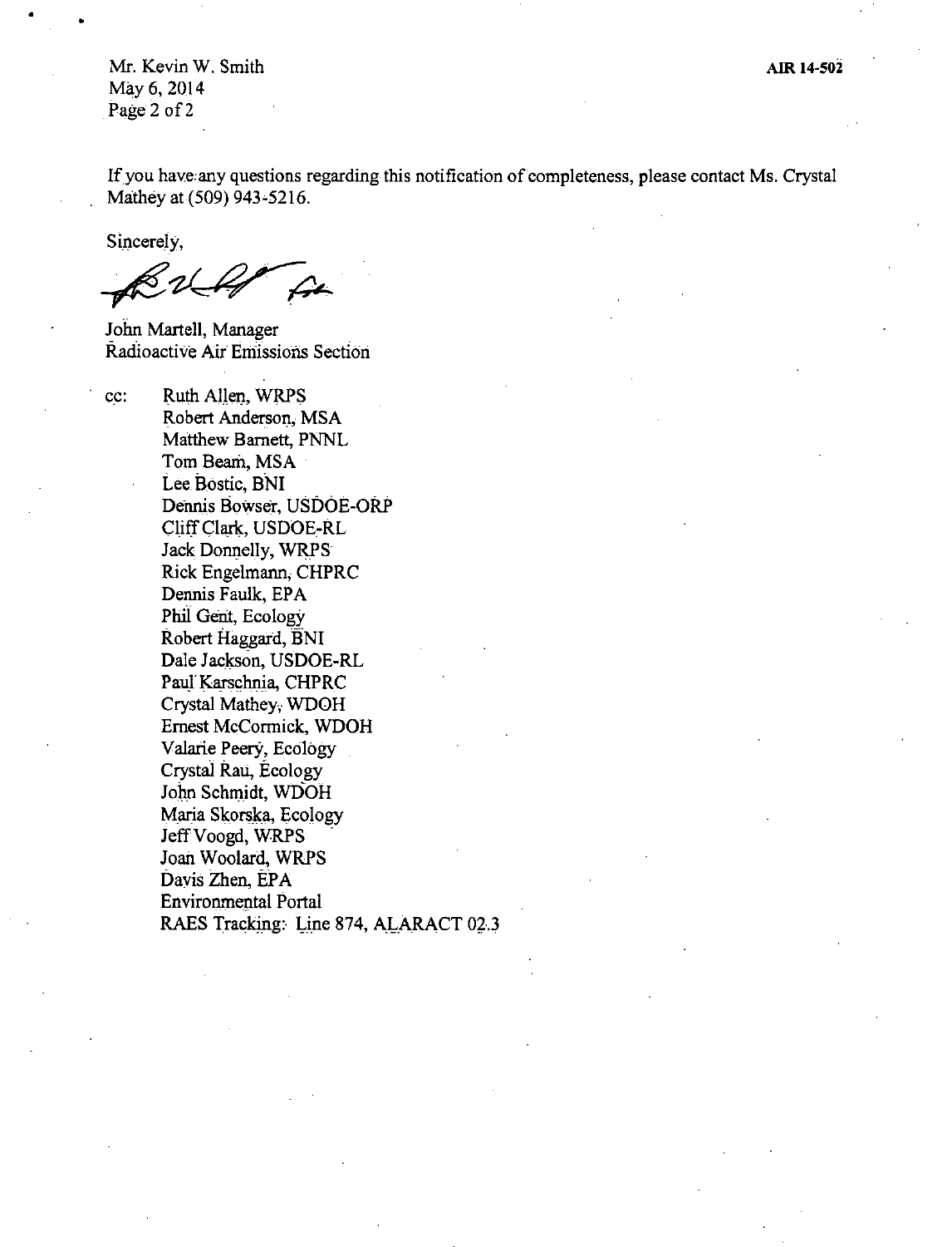If you have any questions regarding this notification of completeness, please contact Ms. Crystal Mathey at (509) 943-5216.

Sincerely,

John Martell, Manager
Radioactive Air Emissions Section

cc: Ruth Allen, WRPS
Robert Anderson, MSA
Matthew Barnett, PNNL
Tom Beam, MSA
Lee Bostic, BNI
Dennis Bowser, USDOE-ORP
Cliff Clark, USDOE-RL
Jack Donnelly, WRPS
Rick Engelmann, CHPRC
Dennis Faulk, EPA
Phil Gent, Ecology
Robert Haggard, BNI
Dale Jackson, USDOE-RL
Paul Karschnia, CHPRC
Crystal Mathey, WDOH
Ernest McCormick, WDOH
Valarie Peery, Ecology
Crystal Rau, Ecology
John Schmidt, WDOH
Maria Skorska, Ecology
Jeff Voogd, WRPS
Joan Woolard, WRPS
Davis Zhen, EPA
Environmental Portal
RAES Tracking: Line 874, ALARACT 02.3